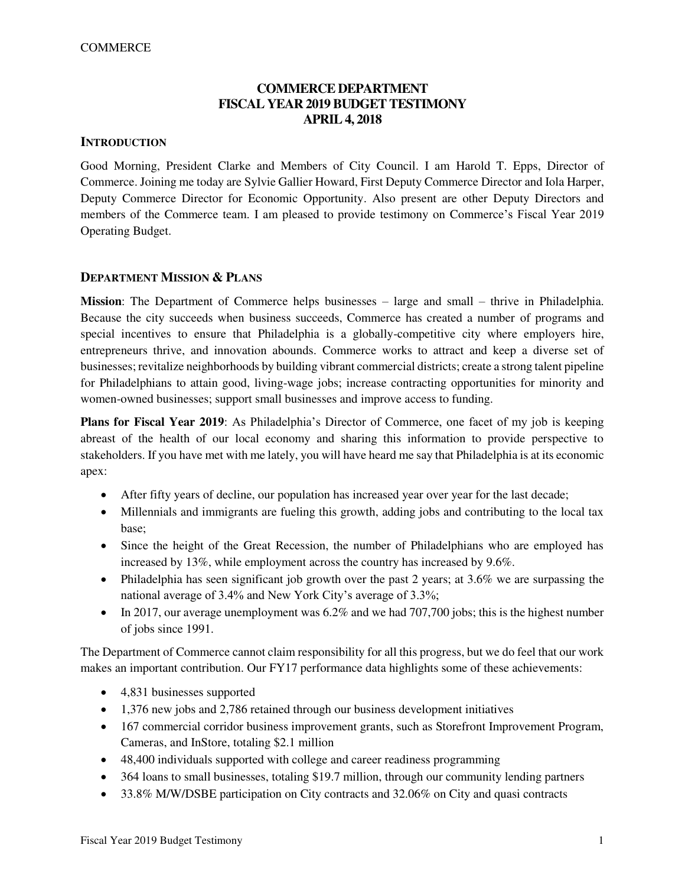# COMMERCE DEPARTMENT
# FISCAL YEAR 2019 BUDGET TESTIMONY
# APRIL 4, 2018

## INTRODUCTION

Good Morning, President Clarke and Members of City Council. I am Harold T. Epps, Director of Commerce. Joining me today are Sylvie Gallier Howard, First Deputy Commerce Director and Iola Harper, Deputy Commerce Director for Economic Opportunity. Also present are other Deputy Directors and members of the Commerce team. I am pleased to provide testimony on Commerce's Fiscal Year 2019 Operating Budget.

## DEPARTMENT MISSION & PLANS

**Mission**: The Department of Commerce helps businesses – large and small – thrive in Philadelphia. Because the city succeeds when business succeeds, Commerce has created a number of programs and special incentives to ensure that Philadelphia is a globally-competitive city where employers hire, entrepreneurs thrive, and innovation abounds. Commerce works to attract and keep a diverse set of businesses; revitalize neighborhoods by building vibrant commercial districts; create a strong talent pipeline for Philadelphians to attain good, living-wage jobs; increase contracting opportunities for minority and women-owned businesses; support small businesses and improve access to funding.

**Plans for Fiscal Year 2019**: As Philadelphia's Director of Commerce, one facet of my job is keeping abreast of the health of our local economy and sharing this information to provide perspective to stakeholders. If you have met with me lately, you will have heard me say that Philadelphia is at its economic apex:

- After fifty years of decline, our population has increased year over year for the last decade;
- Millennials and immigrants are fueling this growth, adding jobs and contributing to the local tax base;
- Since the height of the Great Recession, the number of Philadelphians who are employed has increased by 13%, while employment across the country has increased by 9.6%.
- Philadelphia has seen significant job growth over the past 2 years; at 3.6% we are surpassing the national average of 3.4% and New York City's average of 3.3%;
- In 2017, our average unemployment was 6.2% and we had 707,700 jobs; this is the highest number of jobs since 1991.

The Department of Commerce cannot claim responsibility for all this progress, but we do feel that our work makes an important contribution. Our FY17 performance data highlights some of these achievements:

- 4,831 businesses supported
- 1,376 new jobs and 2,786 retained through our business development initiatives
- 167 commercial corridor business improvement grants, such as Storefront Improvement Program, Cameras, and InStore, totaling $2.1 million
- 48,400 individuals supported with college and career readiness programming
- 364 loans to small businesses, totaling $19.7 million, through our community lending partners
- 33.8% M/W/DSBE participation on City contracts and 32.06% on City and quasi contracts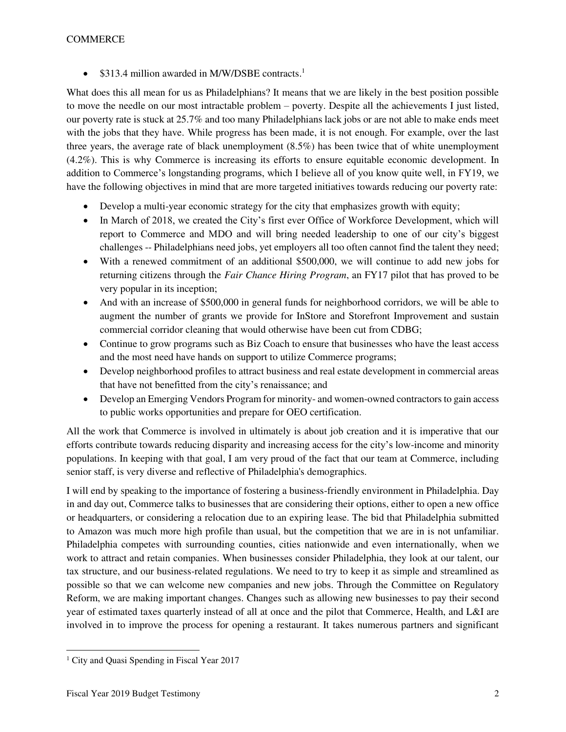- \$313.4 million awarded in M/W/DSBE contracts.[1]

What does this all mean for us as Philadelphians? It means that we are likely in the best position possible to move the needle on our most intractable problem – poverty. Despite all the achievements I just listed, our poverty rate is stuck at 25.7% and too many Philadelphians lack jobs or are not able to make ends meet with the jobs that they have. While progress has been made, it is not enough. For example, over the last three years, the average rate of black unemployment (8.5%) has been twice that of white unemployment (4.2%). This is why Commerce is increasing its efforts to ensure equitable economic development. In addition to Commerce's longstanding programs, which I believe all of you know quite well, in FY19, we have the following objectives in mind that are more targeted initiatives towards reducing our poverty rate:

- Develop a multi-year economic strategy for the city that emphasizes growth with equity;
- In March of 2018, we created the City's first ever Office of Workforce Development, which will report to Commerce and MDO and will bring needed leadership to one of our city's biggest challenges -- Philadelphians need jobs, yet employers all too often cannot find the talent they need;
- With a renewed commitment of an additional \$500,000, we will continue to add new jobs for returning citizens through the *Fair Chance Hiring Program*, an FY17 pilot that has proved to be very popular in its inception;
- And with an increase of \$500,000 in general funds for neighborhood corridors, we will be able to augment the number of grants we provide for InStore and Storefront Improvement and sustain commercial corridor cleaning that would otherwise have been cut from CDBG;
- Continue to grow programs such as Biz Coach to ensure that businesses who have the least access and the most need have hands on support to utilize Commerce programs;
- Develop neighborhood profiles to attract business and real estate development in commercial areas that have not benefitted from the city's renaissance; and
- Develop an Emerging Vendors Program for minority- and women-owned contractors to gain access to public works opportunities and prepare for OEO certification.

All the work that Commerce is involved in ultimately is about job creation and it is imperative that our efforts contribute towards reducing disparity and increasing access for the city's low-income and minority populations. In keeping with that goal, I am very proud of the fact that our team at Commerce, including senior staff, is very diverse and reflective of Philadelphia's demographics.

I will end by speaking to the importance of fostering a business-friendly environment in Philadelphia. Day in and day out, Commerce talks to businesses that are considering their options, either to open a new office or headquarters, or considering a relocation due to an expiring lease. The bid that Philadelphia submitted to Amazon was much more high profile than usual, but the competition that we are in is not unfamiliar. Philadelphia competes with surrounding counties, cities nationwide and even internationally, when we work to attract and retain companies. When businesses consider Philadelphia, they look at our talent, our tax structure, and our business-related regulations. We need to try to keep it as simple and streamlined as possible so that we can welcome new companies and new jobs. Through the Committee on Regulatory Reform, we are making important changes. Changes such as allowing new businesses to pay their second year of estimated taxes quarterly instead of all at once and the pilot that Commerce, Health, and L&I are involved in to improve the process for opening a restaurant. It takes numerous partners and significant

[1] City and Quasi Spending in Fiscal Year 2017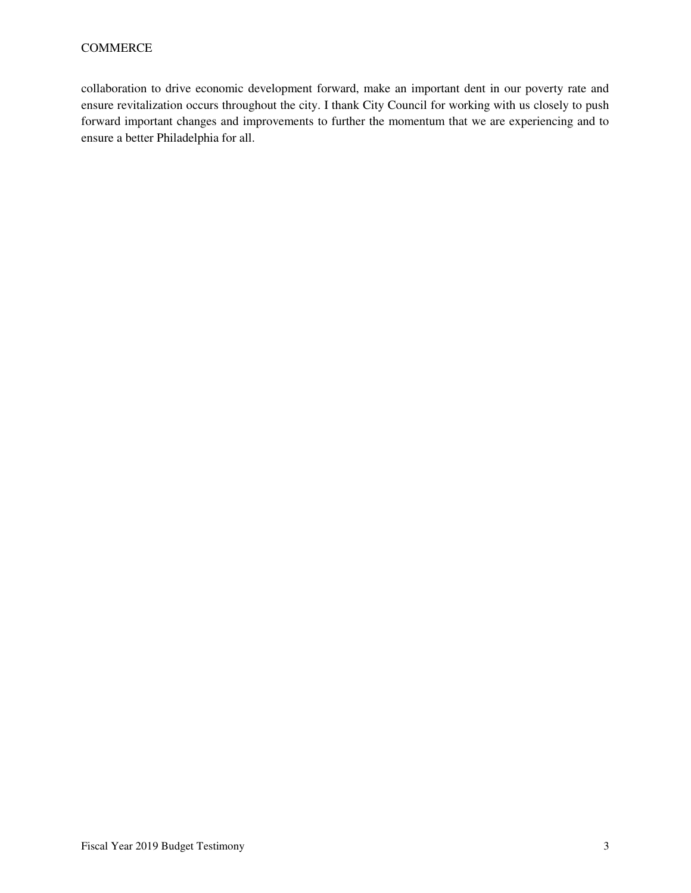collaboration to drive economic development forward, make an important dent in our poverty rate and ensure revitalization occurs throughout the city. I thank City Council for working with us closely to push forward important changes and improvements to further the momentum that we are experiencing and to ensure a better Philadelphia for all.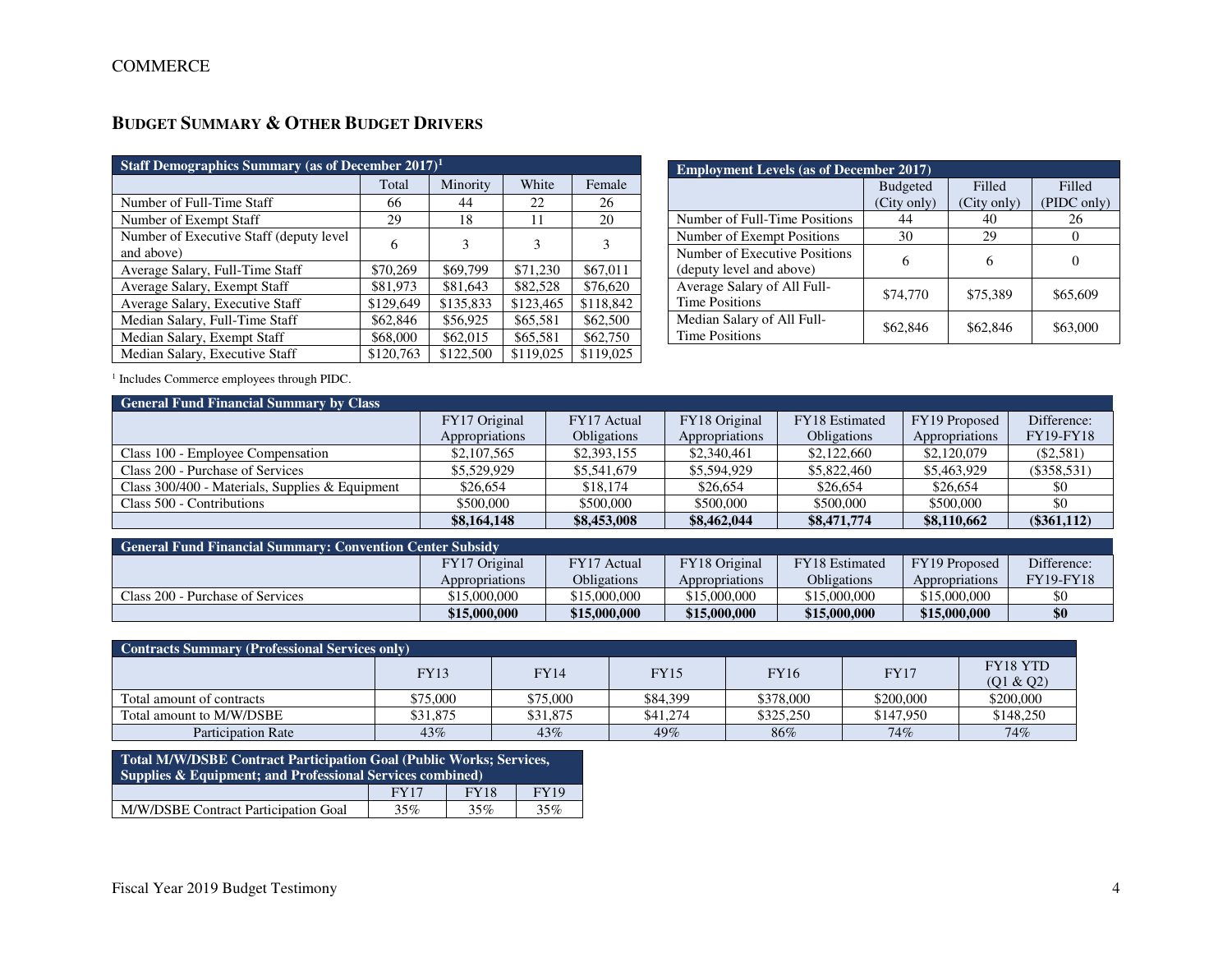## Budget Summary & Other Budget Drivers

| Staff Demographics Summary (as of December 2017)[1] | Total | Minority | White | Female |
|---|---|---|---|---|
| Number of Full-Time Staff | 66 | 44 | 22 | 26 |
| Number of Exempt Staff | 29 | 18 | 11 | 20 |
| Number of Executive Staff (deputy level and above) | 6 | 3 | 3 | 3 |
| Average Salary, Full-Time Staff | $70,269 | $69,799 | $71,230 | $67,011 |
| Average Salary, Exempt Staff | $81,973 | $81,643 | $82,528 | $76,620 |
| Average Salary, Executive Staff | $129,649 | $135,833 | $123,465 | $118,842 |
| Median Salary, Full-Time Staff | $62,846 | $56,925 | $65,581 | $62,500 |
| Median Salary, Exempt Staff | $68,000 | $62,015 | $65,581 | $62,750 |
| Median Salary, Executive Staff | $120,763 | $122,500 | $119,025 | $119,025 |

| Employment Levels (as of December 2017) | Budgeted (City only) | Filled (City only) | Filled (PIDC only) |
|---|---|---|---|
| Number of Full-Time Positions | 44 | 40 | 26 |
| Number of Exempt Positions | 30 | 29 | 0 |
| Number of Executive Positions (deputy level and above) | 6 | 6 | 0 |
| Average Salary of All Full-Time Positions | $74,770 | $75,389 | $65,609 |
| Median Salary of All Full-Time Positions | $62,846 | $62,846 | $63,000 |

[1] Includes Commerce employees through PIDC.

| General Fund Financial Summary by Class | FY17 Original Appropriations | FY17 Actual Obligations | FY18 Original Appropriations | FY18 Estimated Obligations | FY19 Proposed Appropriations | Difference: FY19-FY18 |
|---|---|---|---|---|---|---|
| Class 100 - Employee Compensation | $2,107,565 | $2,393,155 | $2,340,461 | $2,122,660 | $2,120,079 | ($2,581) |
| Class 200 - Purchase of Services | $5,529,929 | $5,541,679 | $5,594,929 | $5,822,460 | $5,463,929 | ($358,531) |
| Class 300/400 - Materials, Supplies & Equipment | $26,654 | $18,174 | $26,654 | $26,654 | $26,654 | $0 |
| Class 500 - Contributions | $500,000 | $500,000 | $500,000 | $500,000 | $500,000 | $0 |
| | **$8,164,148** | **$8,453,008** | **$8,462,044** | **$8,471,774** | **$8,110,662** | **($361,112)** |

| General Fund Financial Summary: Convention Center Subsidy | FY17 Original Appropriations | FY17 Actual Obligations | FY18 Original Appropriations | FY18 Estimated Obligations | FY19 Proposed Appropriations | Difference: FY19-FY18 |
|---|---|---|---|---|---|---|
| Class 200 - Purchase of Services | $15,000,000 | $15,000,000 | $15,000,000 | $15,000,000 | $15,000,000 | $0 |
| | **$15,000,000** | **$15,000,000** | **$15,000,000** | **$15,000,000** | **$15,000,000** | **$0** |

| Contracts Summary (Professional Services only) | FY13 | FY14 | FY15 | FY16 | FY17 | FY18 YTD (Q1 & Q2) |
|---|---|---|---|---|---|---|
| Total amount of contracts | $75,000 | $75,000 | $84,399 | $378,000 | $200,000 | $200,000 |
| Total amount to M/W/DSBE | $31,875 | $31,875 | $41,274 | $325,250 | $147,950 | $148,250 |
| Participation Rate | 43% | 43% | 49% | 86% | 74% | 74% |

| Total M/W/DSBE Contract Participation Goal (Public Works; Services, Supplies & Equipment; and Professional Services combined) | FY17 | FY18 | FY19 |
|---|---|---|---|
| M/W/DSBE Contract Participation Goal | 35% | 35% | 35% |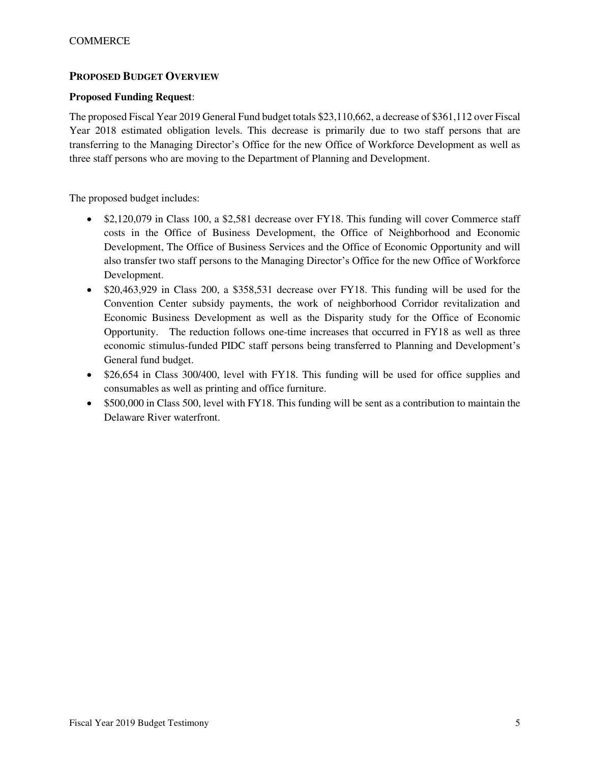## PROPOSED BUDGET OVERVIEW

**Proposed Funding Request**:

The proposed Fiscal Year 2019 General Fund budget totals $23,110,662, a decrease of $361,112 over Fiscal Year 2018 estimated obligation levels. This decrease is primarily due to two staff persons that are transferring to the Managing Director's Office for the new Office of Workforce Development as well as three staff persons who are moving to the Department of Planning and Development.

The proposed budget includes:

- $2,120,079 in Class 100, a $2,581 decrease over FY18. This funding will cover Commerce staff costs in the Office of Business Development, the Office of Neighborhood and Economic Development, The Office of Business Services and the Office of Economic Opportunity and will also transfer two staff persons to the Managing Director's Office for the new Office of Workforce Development.
- $20,463,929 in Class 200, a $358,531 decrease over FY18. This funding will be used for the Convention Center subsidy payments, the work of neighborhood Corridor revitalization and Economic Business Development as well as the Disparity study for the Office of Economic Opportunity. The reduction follows one-time increases that occurred in FY18 as well as three economic stimulus-funded PIDC staff persons being transferred to Planning and Development's General fund budget.
- $26,654 in Class 300/400, level with FY18. This funding will be used for office supplies and consumables as well as printing and office furniture.
- $500,000 in Class 500, level with FY18. This funding will be sent as a contribution to maintain the Delaware River waterfront.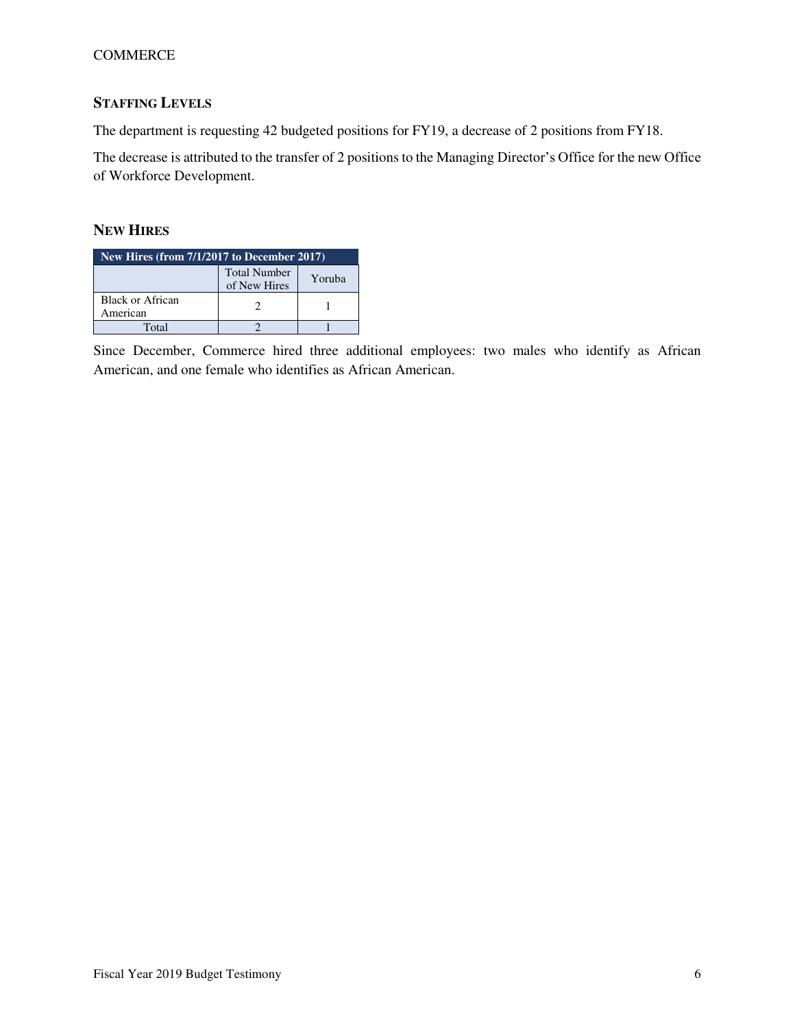## STAFFING LEVELS

The department is requesting 42 budgeted positions for FY19, a decrease of 2 positions from FY18.

The decrease is attributed to the transfer of 2 positions to the Managing Director's Office for the new Office of Workforce Development.

## NEW HIRES

| New Hires (from 7/1/2017 to December 2017) | | |
|---|---|---|
| | Total Number of New Hires | Yoruba |
| Black or African American | 2 | 1 |
| Total | 2 | 1 |

Since December, Commerce hired three additional employees: two males who identify as African American, and one female who identifies as African American.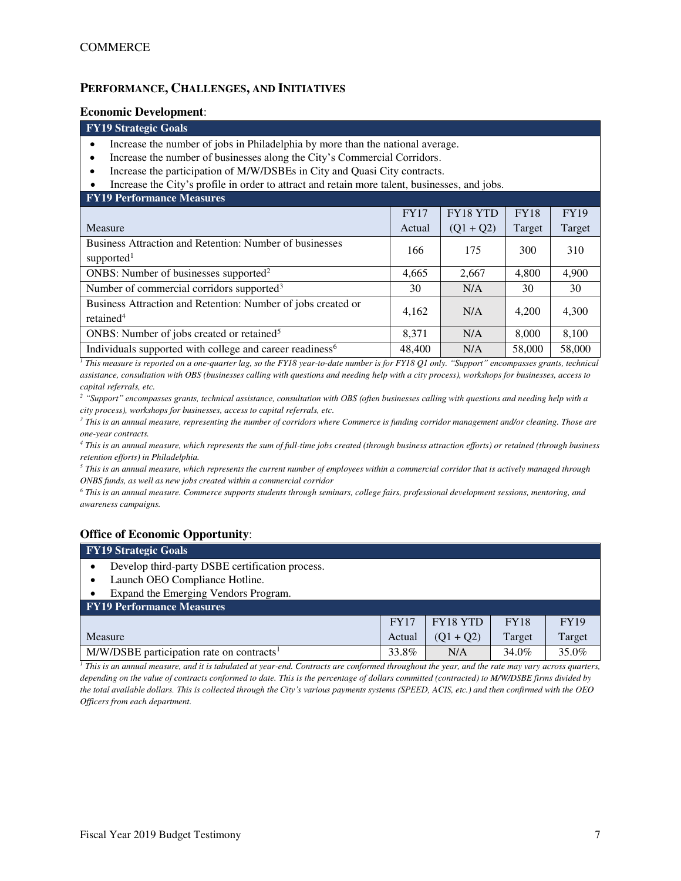## PERFORMANCE, CHALLENGES, AND INITIATIVES

### Economic Development:

**FY19 Strategic Goals**

- Increase the number of jobs in Philadelphia by more than the national average.
- Increase the number of businesses along the City's Commercial Corridors.
- Increase the participation of M/W/DSBEs in City and Quasi City contracts.
- Increase the City's profile in order to attract and retain more talent, businesses, and jobs.

**FY19 Performance Measures**

| Measure | FY17 Actual | FY18 YTD (Q1 + Q2) | FY18 Target | FY19 Target |
|---|---|---|---|---|
| Business Attraction and Retention: Number of businesses supported[1] | 166 | 175 | 300 | 310 |
| ONBS: Number of businesses supported[2] | 4,665 | 2,667 | 4,800 | 4,900 |
| Number of commercial corridors supported[3] | 30 | N/A | 30 | 30 |
| Business Attraction and Retention: Number of jobs created or retained[4] | 4,162 | N/A | 4,200 | 4,300 |
| ONBS: Number of jobs created or retained[5] | 8,371 | N/A | 8,000 | 8,100 |
| Individuals supported with college and career readiness[6] | 48,400 | N/A | 58,000 | 58,000 |

*[1] This measure is reported on a one-quarter lag, so the FY18 year-to-date number is for FY18 Q1 only. "Support" encompasses grants, technical assistance, consultation with OBS (businesses calling with questions and needing help with a city process), workshops for businesses, access to capital referrals, etc.*

*[2] "Support" encompasses grants, technical assistance, consultation with OBS (often businesses calling with questions and needing help with a city process), workshops for businesses, access to capital referrals, etc.*

*[3] This is an annual measure, representing the number of corridors where Commerce is funding corridor management and/or cleaning. Those are one-year contracts.*

*[4] This is an annual measure, which represents the sum of full-time jobs created (through business attraction efforts) or retained (through business retention efforts) in Philadelphia.*

*[5] This is an annual measure, which represents the current number of employees within a commercial corridor that is actively managed through ONBS funds, as well as new jobs created within a commercial corridor*

*[6] This is an annual measure. Commerce supports students through seminars, college fairs, professional development sessions, mentoring, and awareness campaigns.*

### Office of Economic Opportunity:

**FY19 Strategic Goals**

- Develop third-party DSBE certification process.
- Launch OEO Compliance Hotline.
- Expand the Emerging Vendors Program.

**FY19 Performance Measures**

| Measure | FY17 Actual | FY18 YTD (Q1 + Q2) | FY18 Target | FY19 Target |
|---|---|---|---|---|
| M/W/DSBE participation rate on contracts[1] | 33.8% | N/A | 34.0% | 35.0% |

*[1] This is an annual measure, and it is tabulated at year-end. Contracts are conformed throughout the year, and the rate may vary across quarters, depending on the value of contracts conformed to date. This is the percentage of dollars committed (contracted) to M/W/DSBE firms divided by the total available dollars. This is collected through the City's various payments systems (SPEED, ACIS, etc.) and then confirmed with the OEO Officers from each department.*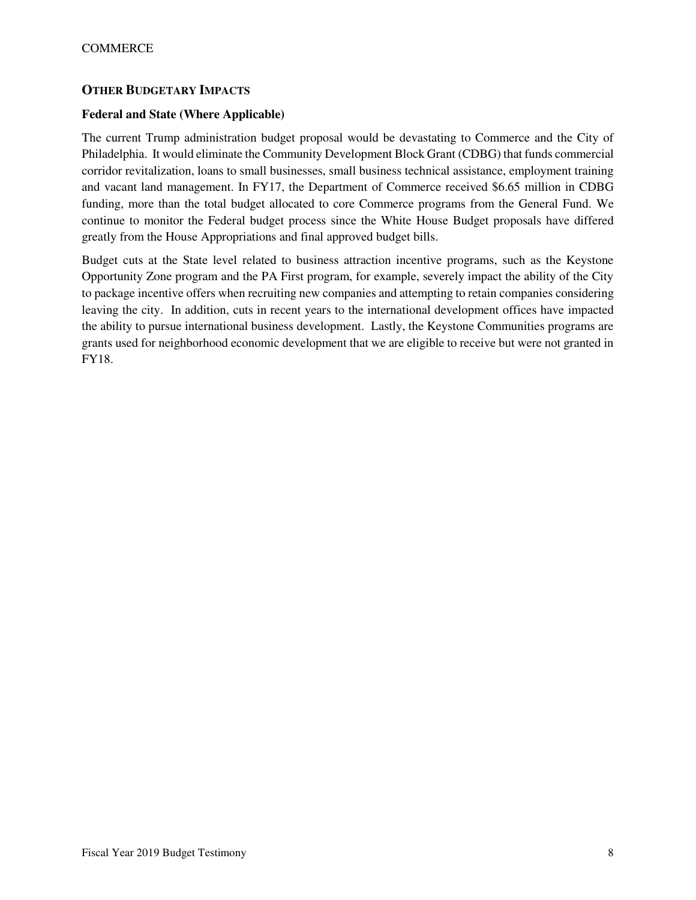## Other Budgetary Impacts

### Federal and State (Where Applicable)

The current Trump administration budget proposal would be devastating to Commerce and the City of Philadelphia. It would eliminate the Community Development Block Grant (CDBG) that funds commercial corridor revitalization, loans to small businesses, small business technical assistance, employment training and vacant land management. In FY17, the Department of Commerce received $6.65 million in CDBG funding, more than the total budget allocated to core Commerce programs from the General Fund. We continue to monitor the Federal budget process since the White House Budget proposals have differed greatly from the House Appropriations and final approved budget bills.

Budget cuts at the State level related to business attraction incentive programs, such as the Keystone Opportunity Zone program and the PA First program, for example, severely impact the ability of the City to package incentive offers when recruiting new companies and attempting to retain companies considering leaving the city. In addition, cuts in recent years to the international development offices have impacted the ability to pursue international business development. Lastly, the Keystone Communities programs are grants used for neighborhood economic development that we are eligible to receive but were not granted in FY18.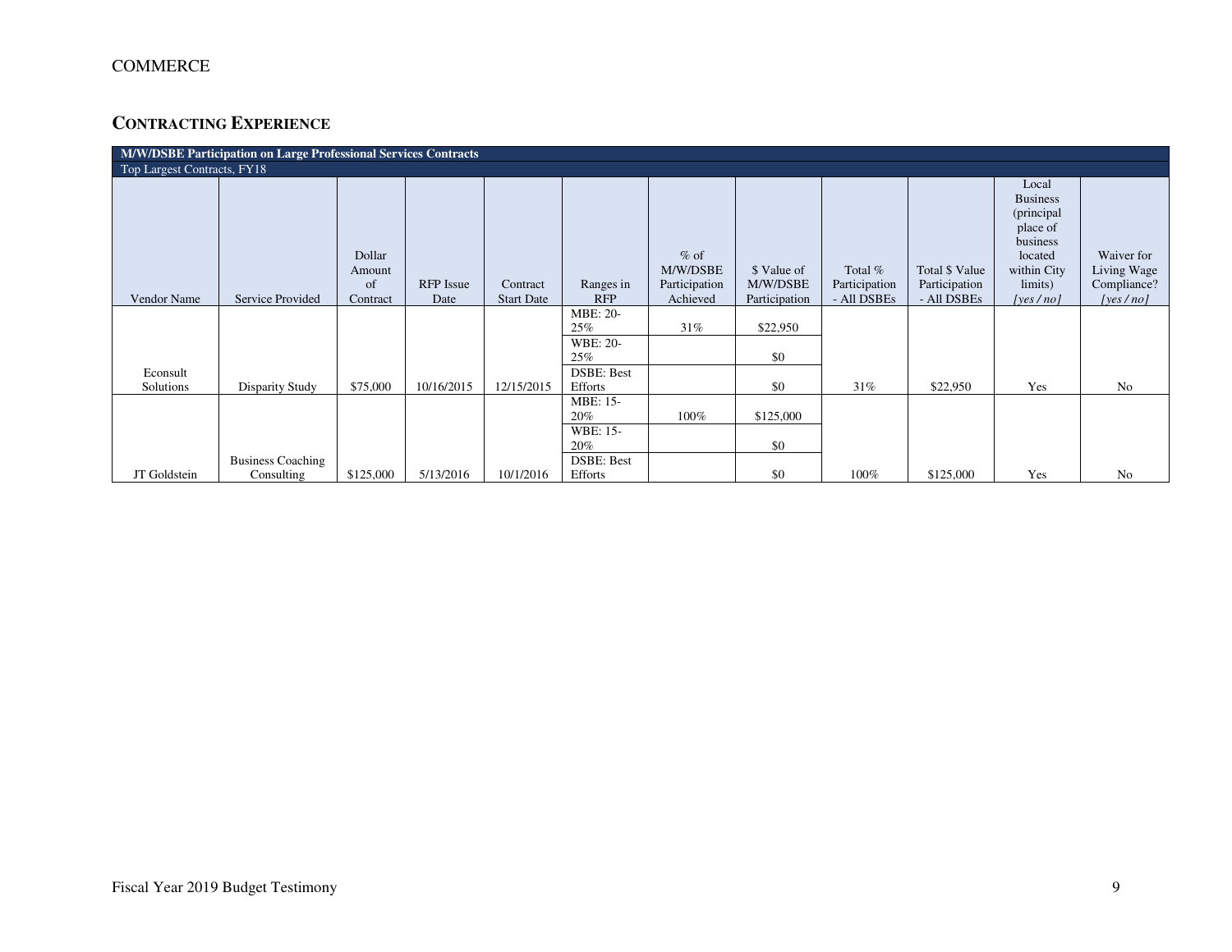COMMERCE

## CONTRACTING EXPERIENCE

| M/W/DSBE Participation on Large Professional Services Contracts | | | | | | | | | | | |
|---|---|---|---|---|---|---|---|---|---|---|---|
| Top Largest Contracts, FY18 | | | | | | | | | | | |
| Vendor Name | Service Provided | Dollar Amount of Contract | RFP Issue Date | Contract Start Date | Ranges in RFP | % of M/W/DSBE Participation Achieved | $ Value of M/W/DSBE Participation | Total % Participation - All DSBEs | Total $ Value Participation - All DSBEs | Local Business (principal place of business located within City limits) *[yes / no]* | Waiver for Living Wage Compliance? *[yes / no]* |
| Econsult Solutions | Disparity Study | $75,000 | 10/16/2015 | 12/15/2015 | MBE: 20-25% | 31% | $22,950 | 31% | $22,950 | Yes | No |
| | | | | | WBE: 20-25% | | $0 | | | | |
| | | | | | DSBE: Best Efforts | | $0 | | | | |
| JT Goldstein | Business Coaching Consulting | $125,000 | 5/13/2016 | 10/1/2016 | MBE: 15-20% | 100% | $125,000 | 100% | $125,000 | Yes | No |
| | | | | | WBE: 15-20% | | $0 | | | | |
| | | | | | DSBE: Best Efforts | | $0 | | | | |

Fiscal Year 2019 Budget Testimony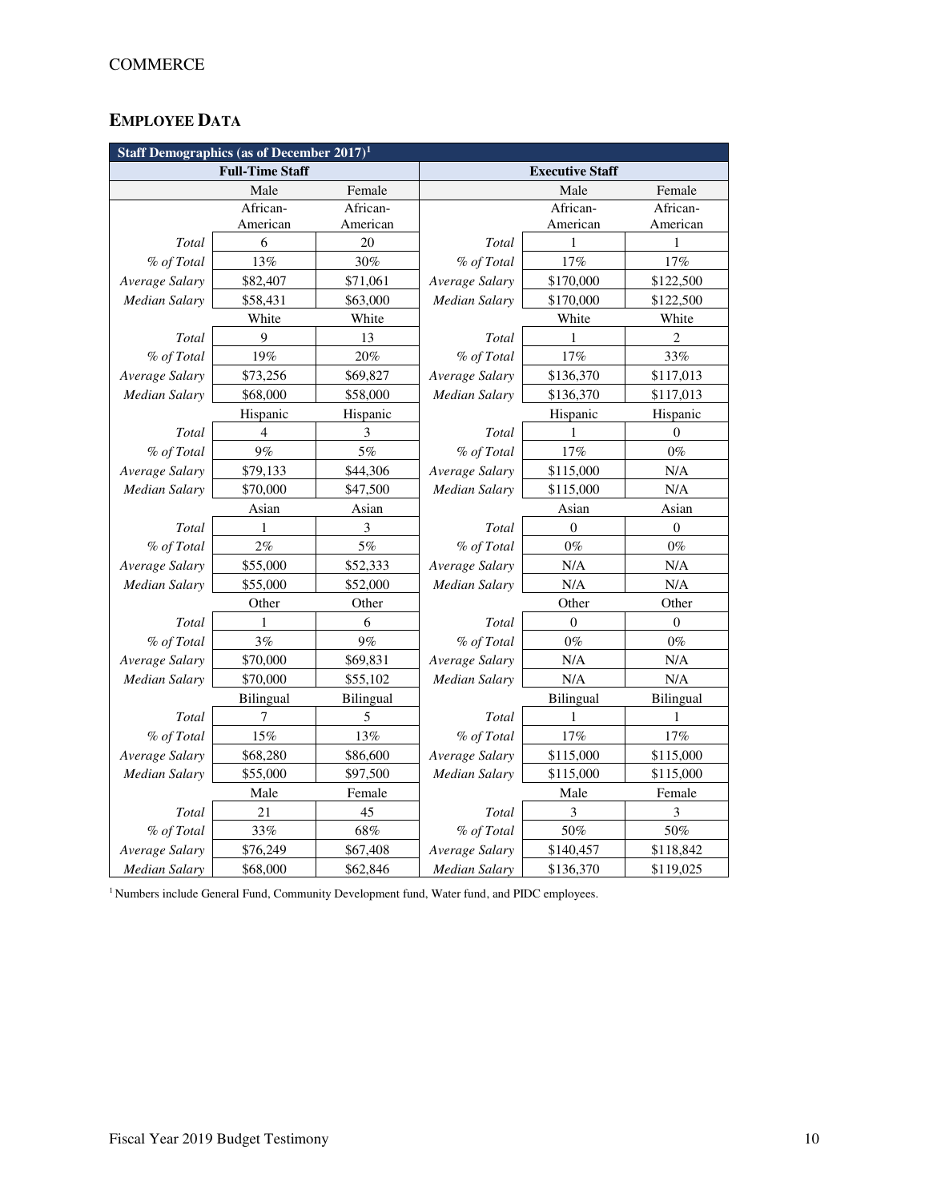## EMPLOYEE DATA

| Staff Demographics (as of December 2017)[1] | | | | | |
|---|---|---|---|---|---|
| **Full-Time Staff** | | | **Executive Staff** | | |
| | Male | Female | | Male | Female |
| | African-American | African-American | | African-American | African-American |
| *Total* | 6 | 20 | *Total* | 1 | 1 |
| *% of Total* | 13% | 30% | *% of Total* | 17% | 17% |
| *Average Salary* | $82,407 | $71,061 | *Average Salary* | $170,000 | $122,500 |
| *Median Salary* | $58,431 | $63,000 | *Median Salary* | $170,000 | $122,500 |
| | White | White | | White | White |
| *Total* | 9 | 13 | *Total* | 1 | 2 |
| *% of Total* | 19% | 20% | *% of Total* | 17% | 33% |
| *Average Salary* | $73,256 | $69,827 | *Average Salary* | $136,370 | $117,013 |
| *Median Salary* | $68,000 | $58,000 | *Median Salary* | $136,370 | $117,013 |
| | Hispanic | Hispanic | | Hispanic | Hispanic |
| *Total* | 4 | 3 | *Total* | 1 | 0 |
| *% of Total* | 9% | 5% | *% of Total* | 17% | 0% |
| *Average Salary* | $79,133 | $44,306 | *Average Salary* | $115,000 | N/A |
| *Median Salary* | $70,000 | $47,500 | *Median Salary* | $115,000 | N/A |
| | Asian | Asian | | Asian | Asian |
| *Total* | 1 | 3 | *Total* | 0 | 0 |
| *% of Total* | 2% | 5% | *% of Total* | 0% | 0% |
| *Average Salary* | $55,000 | $52,333 | *Average Salary* | N/A | N/A |
| *Median Salary* | $55,000 | $52,000 | *Median Salary* | N/A | N/A |
| | Other | Other | | Other | Other |
| *Total* | 1 | 6 | *Total* | 0 | 0 |
| *% of Total* | 3% | 9% | *% of Total* | 0% | 0% |
| *Average Salary* | $70,000 | $69,831 | *Average Salary* | N/A | N/A |
| *Median Salary* | $70,000 | $55,102 | *Median Salary* | N/A | N/A |
| | Bilingual | Bilingual | | Bilingual | Bilingual |
| *Total* | 7 | 5 | *Total* | 1 | 1 |
| *% of Total* | 15% | 13% | *% of Total* | 17% | 17% |
| *Average Salary* | $68,280 | $86,600 | *Average Salary* | $115,000 | $115,000 |
| *Median Salary* | $55,000 | $97,500 | *Median Salary* | $115,000 | $115,000 |
| | Male | Female | | Male | Female |
| *Total* | 21 | 45 | *Total* | 3 | 3 |
| *% of Total* | 33% | 68% | *% of Total* | 50% | 50% |
| *Average Salary* | $76,249 | $67,408 | *Average Salary* | $140,457 | $118,842 |
| *Median Salary* | $68,000 | $62,846 | *Median Salary* | $136,370 | $119,025 |

[1] Numbers include General Fund, Community Development fund, Water fund, and PIDC employees.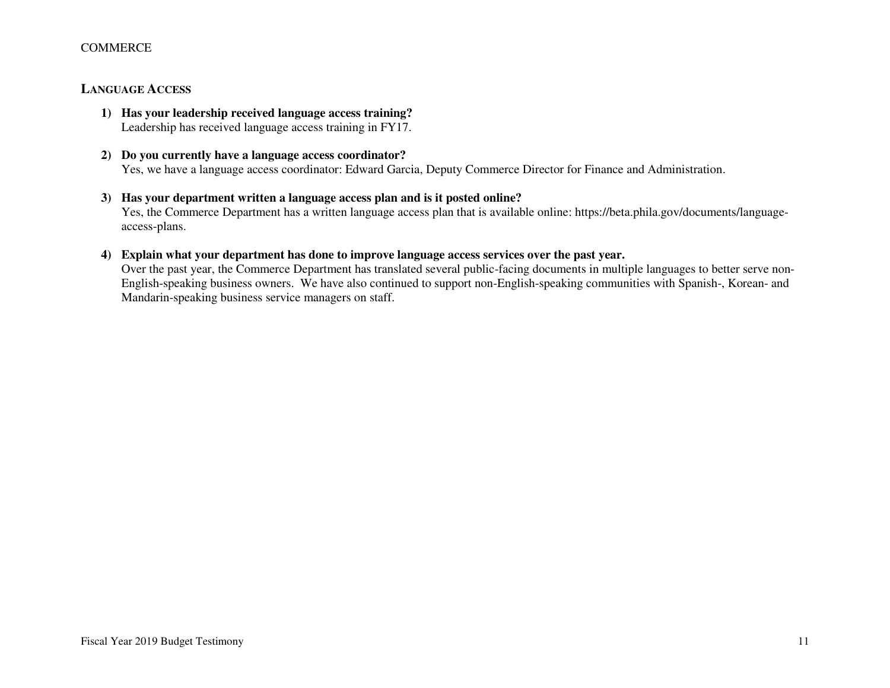## LANGUAGE ACCESS

1) **Has your leadership received language access training?**
   Leadership has received language access training in FY17.

2) **Do you currently have a language access coordinator?**
   Yes, we have a language access coordinator: Edward Garcia, Deputy Commerce Director for Finance and Administration.

3) **Has your department written a language access plan and is it posted online?**
   Yes, the Commerce Department has a written language access plan that is available online: https://beta.phila.gov/documents/language-access-plans.

4) **Explain what your department has done to improve language access services over the past year.**
   Over the past year, the Commerce Department has translated several public-facing documents in multiple languages to better serve non-English-speaking business owners. We have also continued to support non-English-speaking communities with Spanish-, Korean- and Mandarin-speaking business service managers on staff.